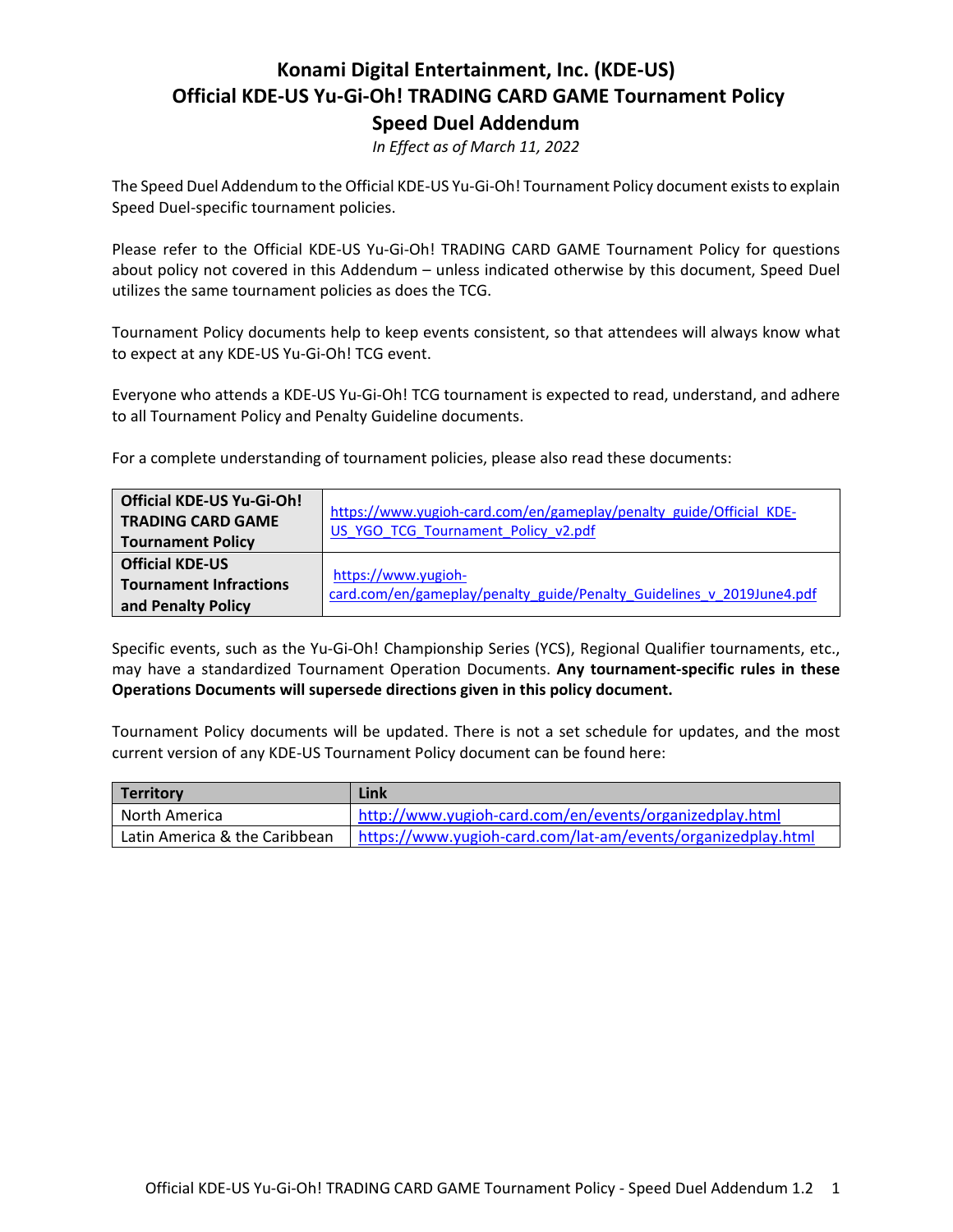# Konami Digital Entertainment, Inc. (KDE-US)
# Official KDE-US Yu-Gi-Oh! TRADING CARD GAME Tournament Policy
# Speed Duel Addendum

*In Effect as of March 11, 2022*

The Speed Duel Addendum to the Official KDE-US Yu-Gi-Oh! Tournament Policy document exists to explain Speed Duel-specific tournament policies.

Please refer to the Official KDE-US Yu-Gi-Oh! TRADING CARD GAME Tournament Policy for questions about policy not covered in this Addendum – unless indicated otherwise by this document, Speed Duel utilizes the same tournament policies as does the TCG.

Tournament Policy documents help to keep events consistent, so that attendees will always know what to expect at any KDE-US Yu-Gi-Oh! TCG event.

Everyone who attends a KDE-US Yu-Gi-Oh! TCG tournament is expected to read, understand, and adhere to all Tournament Policy and Penalty Guideline documents.

For a complete understanding of tournament policies, please also read these documents:

| | |
|---|---|
| **Official KDE-US Yu-Gi-Oh! TRADING CARD GAME Tournament Policy** | https://www.yugioh-card.com/en/gameplay/penalty_guide/Official_KDE-US_YGO_TCG_Tournament_Policy_v2.pdf |
| **Official KDE-US Tournament Infractions and Penalty Policy** | https://www.yugioh-card.com/en/gameplay/penalty_guide/Penalty_Guidelines_v_2019June4.pdf |

Specific events, such as the Yu-Gi-Oh! Championship Series (YCS), Regional Qualifier tournaments, etc., may have a standardized Tournament Operation Documents. **Any tournament-specific rules in these Operations Documents will supersede directions given in this policy document.**

Tournament Policy documents will be updated. There is not a set schedule for updates, and the most current version of any KDE-US Tournament Policy document can be found here:

| Territory | Link |
|---|---|
| North America | http://www.yugioh-card.com/en/events/organizedplay.html |
| Latin America & the Caribbean | https://www.yugioh-card.com/lat-am/events/organizedplay.html |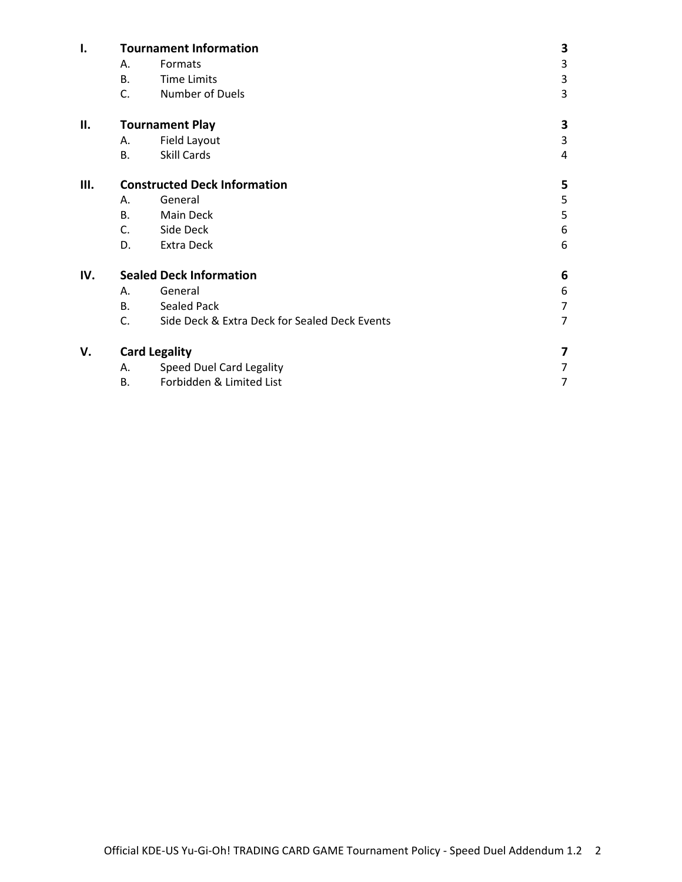| | | | |
|---|---|---|---|
| **I.** | **Tournament Information** | | **3** |
| | A. | Formats | 3 |
| | B. | Time Limits | 3 |
| | C. | Number of Duels | 3 |
| **II.** | **Tournament Play** | | **3** |
| | A. | Field Layout | 3 |
| | B. | Skill Cards | 4 |
| **III.** | **Constructed Deck Information** | | **5** |
| | A. | General | 5 |
| | B. | Main Deck | 5 |
| | C. | Side Deck | 6 |
| | D. | Extra Deck | 6 |
| **IV.** | **Sealed Deck Information** | | **6** |
| | A. | General | 6 |
| | B. | Sealed Pack | 7 |
| | C. | Side Deck & Extra Deck for Sealed Deck Events | 7 |
| **V.** | **Card Legality** | | **7** |
| | A. | Speed Duel Card Legality | 7 |
| | B. | Forbidden & Limited List | 7 |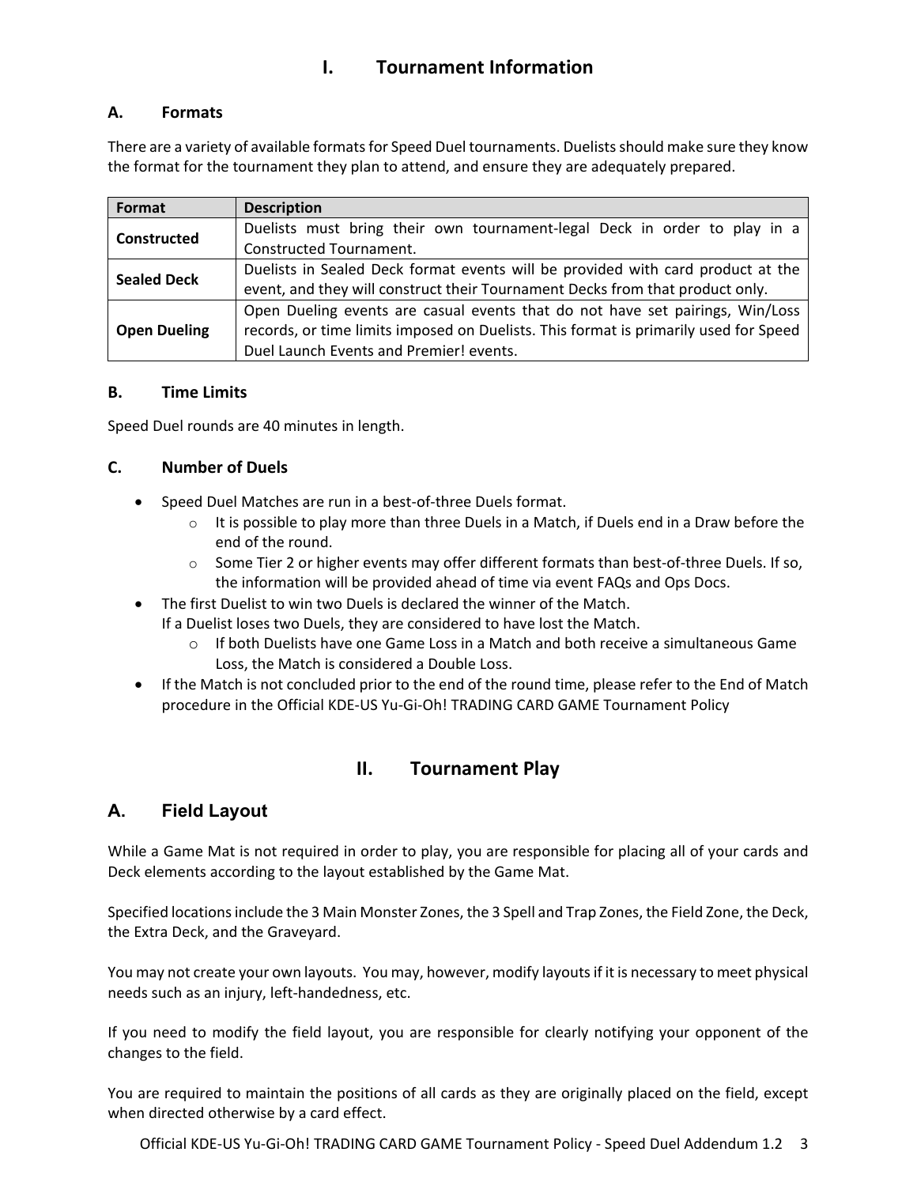# I. Tournament Information

## A. Formats

There are a variety of available formats for Speed Duel tournaments. Duelists should make sure they know the format for the tournament they plan to attend, and ensure they are adequately prepared.

| Format | Description |
|---|---|
| **Constructed** | Duelists must bring their own tournament-legal Deck in order to play in a Constructed Tournament. |
| **Sealed Deck** | Duelists in Sealed Deck format events will be provided with card product at the event, and they will construct their Tournament Decks from that product only. |
| **Open Dueling** | Open Dueling events are casual events that do not have set pairings, Win/Loss records, or time limits imposed on Duelists. This format is primarily used for Speed Duel Launch Events and Premier! events. |

## B. Time Limits

Speed Duel rounds are 40 minutes in length.

## C. Number of Duels

- Speed Duel Matches are run in a best-of-three Duels format.
  - It is possible to play more than three Duels in a Match, if Duels end in a Draw before the end of the round.
  - Some Tier 2 or higher events may offer different formats than best-of-three Duels. If so, the information will be provided ahead of time via event FAQs and Ops Docs.
- The first Duelist to win two Duels is declared the winner of the Match.
  If a Duelist loses two Duels, they are considered to have lost the Match.
  - If both Duelists have one Game Loss in a Match and both receive a simultaneous Game Loss, the Match is considered a Double Loss.
- If the Match is not concluded prior to the end of the round time, please refer to the End of Match procedure in the Official KDE-US Yu-Gi-Oh! TRADING CARD GAME Tournament Policy

# II. Tournament Play

## A. Field Layout

While a Game Mat is not required in order to play, you are responsible for placing all of your cards and Deck elements according to the layout established by the Game Mat.

Specified locations include the 3 Main Monster Zones, the 3 Spell and Trap Zones, the Field Zone, the Deck, the Extra Deck, and the Graveyard.

You may not create your own layouts. You may, however, modify layouts if it is necessary to meet physical needs such as an injury, left-handedness, etc.

If you need to modify the field layout, you are responsible for clearly notifying your opponent of the changes to the field.

You are required to maintain the positions of all cards as they are originally placed on the field, except when directed otherwise by a card effect.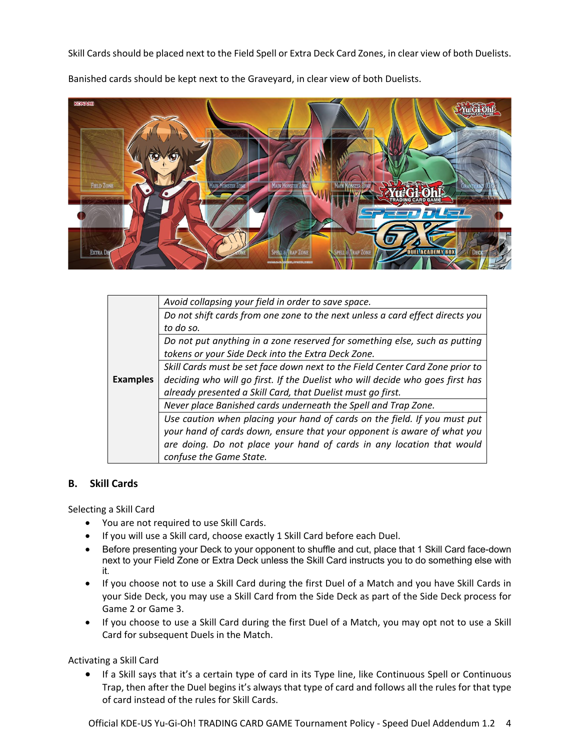Skill Cards should be placed next to the Field Spell or Extra Deck Card Zones, in clear view of both Duelists.

Banished cards should be kept next to the Graveyard, in clear view of both Duelists.

| | |
|---|---|
| **Examples** | *Avoid collapsing your field in order to save space.* |
| | *Do not shift cards from one zone to the next unless a card effect directs you to do so.* |
| | *Do not put anything in a zone reserved for something else, such as putting tokens or your Side Deck into the Extra Deck Zone.* |
| | *Skill Cards must be set face down next to the Field Center Card Zone prior to deciding who will go first. If the Duelist who will decide who goes first has already presented a Skill Card, that Duelist must go first.* |
| | *Never place Banished cards underneath the Spell and Trap Zone.* |
| | *Use caution when placing your hand of cards on the field. If you must put your hand of cards down, ensure that your opponent is aware of what you are doing. Do not place your hand of cards in any location that would confuse the Game State.* |

## B. Skill Cards

Selecting a Skill Card

- You are not required to use Skill Cards.
- If you will use a Skill card, choose exactly 1 Skill Card before each Duel.
- Before presenting your Deck to your opponent to shuffle and cut, place that 1 Skill Card face-down next to your Field Zone or Extra Deck unless the Skill Card instructs you to do something else with it.
- If you choose not to use a Skill Card during the first Duel of a Match and you have Skill Cards in your Side Deck, you may use a Skill Card from the Side Deck as part of the Side Deck process for Game 2 or Game 3.
- If you choose to use a Skill Card during the first Duel of a Match, you may opt not to use a Skill Card for subsequent Duels in the Match.

Activating a Skill Card

- If a Skill says that it's a certain type of card in its Type line, like Continuous Spell or Continuous Trap, then after the Duel begins it's always that type of card and follows all the rules for that type of card instead of the rules for Skill Cards.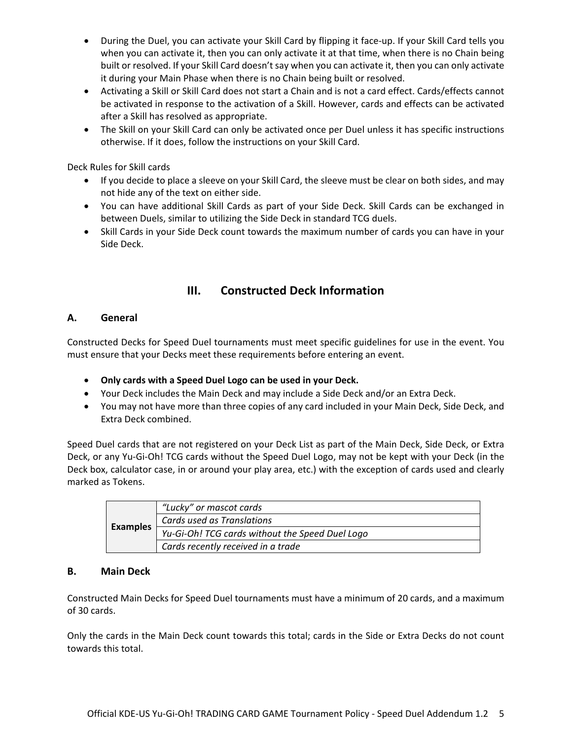- During the Duel, you can activate your Skill Card by flipping it face-up. If your Skill Card tells you when you can activate it, then you can only activate it at that time, when there is no Chain being built or resolved. If your Skill Card doesn't say when you can activate it, then you can only activate it during your Main Phase when there is no Chain being built or resolved.
- Activating a Skill or Skill Card does not start a Chain and is not a card effect. Cards/effects cannot be activated in response to the activation of a Skill. However, cards and effects can be activated after a Skill has resolved as appropriate.
- The Skill on your Skill Card can only be activated once per Duel unless it has specific instructions otherwise. If it does, follow the instructions on your Skill Card.

Deck Rules for Skill cards

- If you decide to place a sleeve on your Skill Card, the sleeve must be clear on both sides, and may not hide any of the text on either side.
- You can have additional Skill Cards as part of your Side Deck. Skill Cards can be exchanged in between Duels, similar to utilizing the Side Deck in standard TCG duels.
- Skill Cards in your Side Deck count towards the maximum number of cards you can have in your Side Deck.

# III. Constructed Deck Information

## A. General

Constructed Decks for Speed Duel tournaments must meet specific guidelines for use in the event. You must ensure that your Decks meet these requirements before entering an event.

- **Only cards with a Speed Duel Logo can be used in your Deck.**
- Your Deck includes the Main Deck and may include a Side Deck and/or an Extra Deck.
- You may not have more than three copies of any card included in your Main Deck, Side Deck, and Extra Deck combined.

Speed Duel cards that are not registered on your Deck List as part of the Main Deck, Side Deck, or Extra Deck, or any Yu-Gi-Oh! TCG cards without the Speed Duel Logo, may not be kept with your Deck (in the Deck box, calculator case, in or around your play area, etc.) with the exception of cards used and clearly marked as Tokens.

| | |
|---|---|
| **Examples** | *"Lucky" or mascot cards* |
| | *Cards used as Translations* |
| | *Yu-Gi-Oh! TCG cards without the Speed Duel Logo* |
| | *Cards recently received in a trade* |

## B. Main Deck

Constructed Main Decks for Speed Duel tournaments must have a minimum of 20 cards, and a maximum of 30 cards.

Only the cards in the Main Deck count towards this total; cards in the Side or Extra Decks do not count towards this total.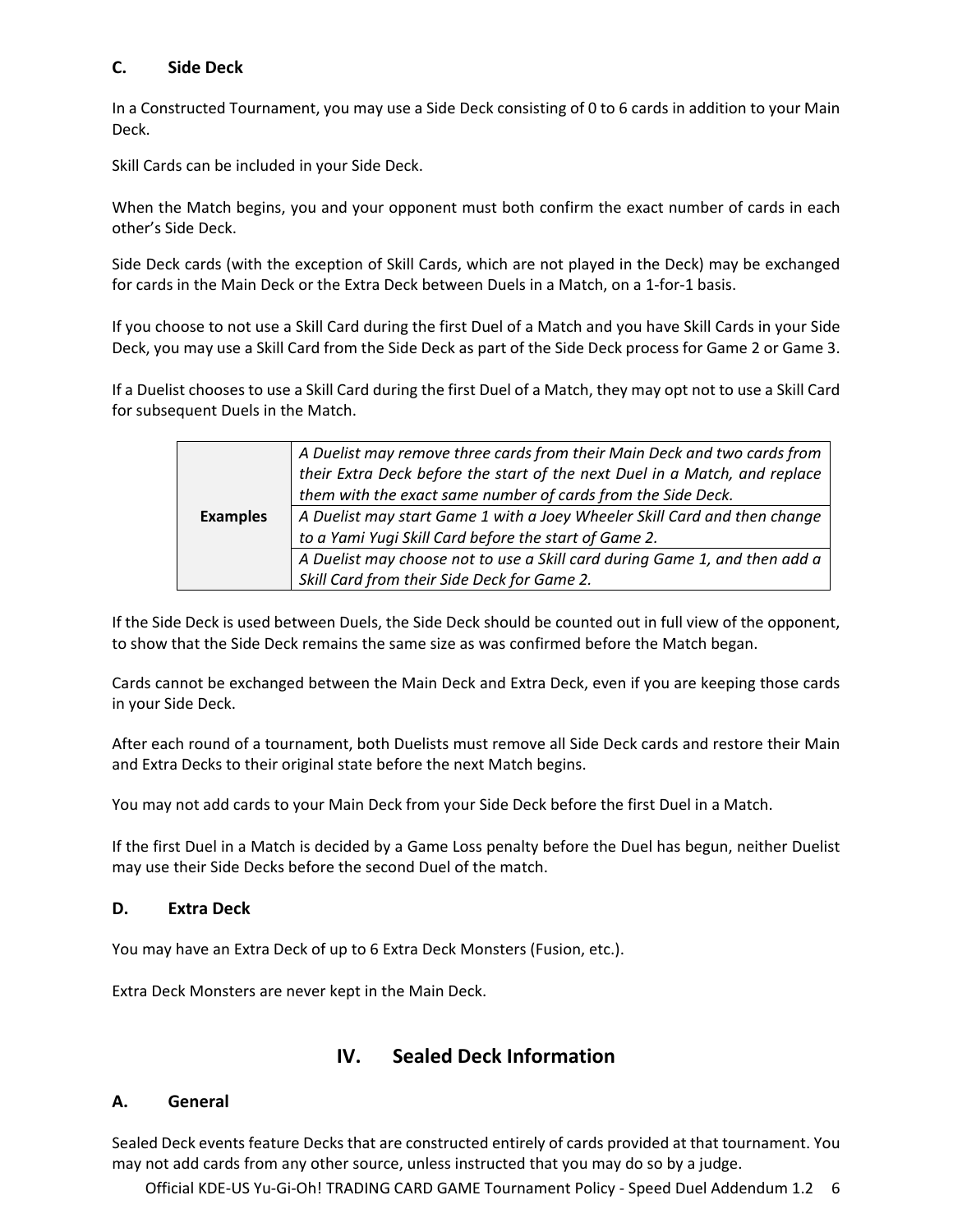### C. Side Deck

In a Constructed Tournament, you may use a Side Deck consisting of 0 to 6 cards in addition to your Main Deck.

Skill Cards can be included in your Side Deck.

When the Match begins, you and your opponent must both confirm the exact number of cards in each other's Side Deck.

Side Deck cards (with the exception of Skill Cards, which are not played in the Deck) may be exchanged for cards in the Main Deck or the Extra Deck between Duels in a Match, on a 1-for-1 basis.

If you choose to not use a Skill Card during the first Duel of a Match and you have Skill Cards in your Side Deck, you may use a Skill Card from the Side Deck as part of the Side Deck process for Game 2 or Game 3.

If a Duelist chooses to use a Skill Card during the first Duel of a Match, they may opt not to use a Skill Card for subsequent Duels in the Match.

| | |
|---|---|
| **Examples** | *A Duelist may remove three cards from their Main Deck and two cards from their Extra Deck before the start of the next Duel in a Match, and replace them with the exact same number of cards from the Side Deck.* |
| | *A Duelist may start Game 1 with a Joey Wheeler Skill Card and then change to a Yami Yugi Skill Card before the start of Game 2.* |
| | *A Duelist may choose not to use a Skill card during Game 1, and then add a Skill Card from their Side Deck for Game 2.* |

If the Side Deck is used between Duels, the Side Deck should be counted out in full view of the opponent, to show that the Side Deck remains the same size as was confirmed before the Match began.

Cards cannot be exchanged between the Main Deck and Extra Deck, even if you are keeping those cards in your Side Deck.

After each round of a tournament, both Duelists must remove all Side Deck cards and restore their Main and Extra Decks to their original state before the next Match begins.

You may not add cards to your Main Deck from your Side Deck before the first Duel in a Match.

If the first Duel in a Match is decided by a Game Loss penalty before the Duel has begun, neither Duelist may use their Side Decks before the second Duel of the match.

### D. Extra Deck

You may have an Extra Deck of up to 6 Extra Deck Monsters (Fusion, etc.).

Extra Deck Monsters are never kept in the Main Deck.

## IV. Sealed Deck Information

### A. General

Sealed Deck events feature Decks that are constructed entirely of cards provided at that tournament. You may not add cards from any other source, unless instructed that you may do so by a judge.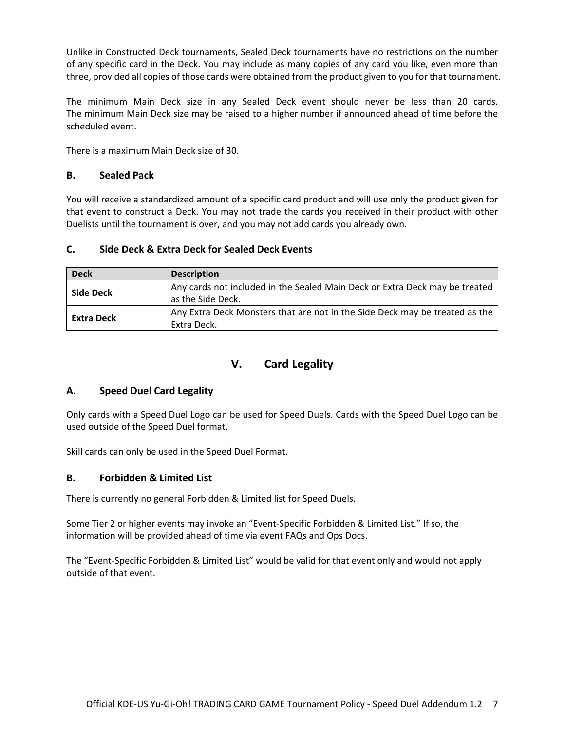Unlike in Constructed Deck tournaments, Sealed Deck tournaments have no restrictions on the number of any specific card in the Deck. You may include as many copies of any card you like, even more than three, provided all copies of those cards were obtained from the product given to you for that tournament.

The minimum Main Deck size in any Sealed Deck event should never be less than 20 cards. The minimum Main Deck size may be raised to a higher number if announced ahead of time before the scheduled event.

There is a maximum Main Deck size of 30.

### B. Sealed Pack

You will receive a standardized amount of a specific card product and will use only the product given for that event to construct a Deck. You may not trade the cards you received in their product with other Duelists until the tournament is over, and you may not add cards you already own.

### C. Side Deck & Extra Deck for Sealed Deck Events

| Deck | Description |
|---|---|
| **Side Deck** | Any cards not included in the Sealed Main Deck or Extra Deck may be treated as the Side Deck. |
| **Extra Deck** | Any Extra Deck Monsters that are not in the Side Deck may be treated as the Extra Deck. |

## V. Card Legality

### A. Speed Duel Card Legality

Only cards with a Speed Duel Logo can be used for Speed Duels. Cards with the Speed Duel Logo can be used outside of the Speed Duel format.

Skill cards can only be used in the Speed Duel Format.

### B. Forbidden & Limited List

There is currently no general Forbidden & Limited list for Speed Duels.

Some Tier 2 or higher events may invoke an "Event-Specific Forbidden & Limited List." If so, the information will be provided ahead of time via event FAQs and Ops Docs.

The "Event-Specific Forbidden & Limited List" would be valid for that event only and would not apply outside of that event.